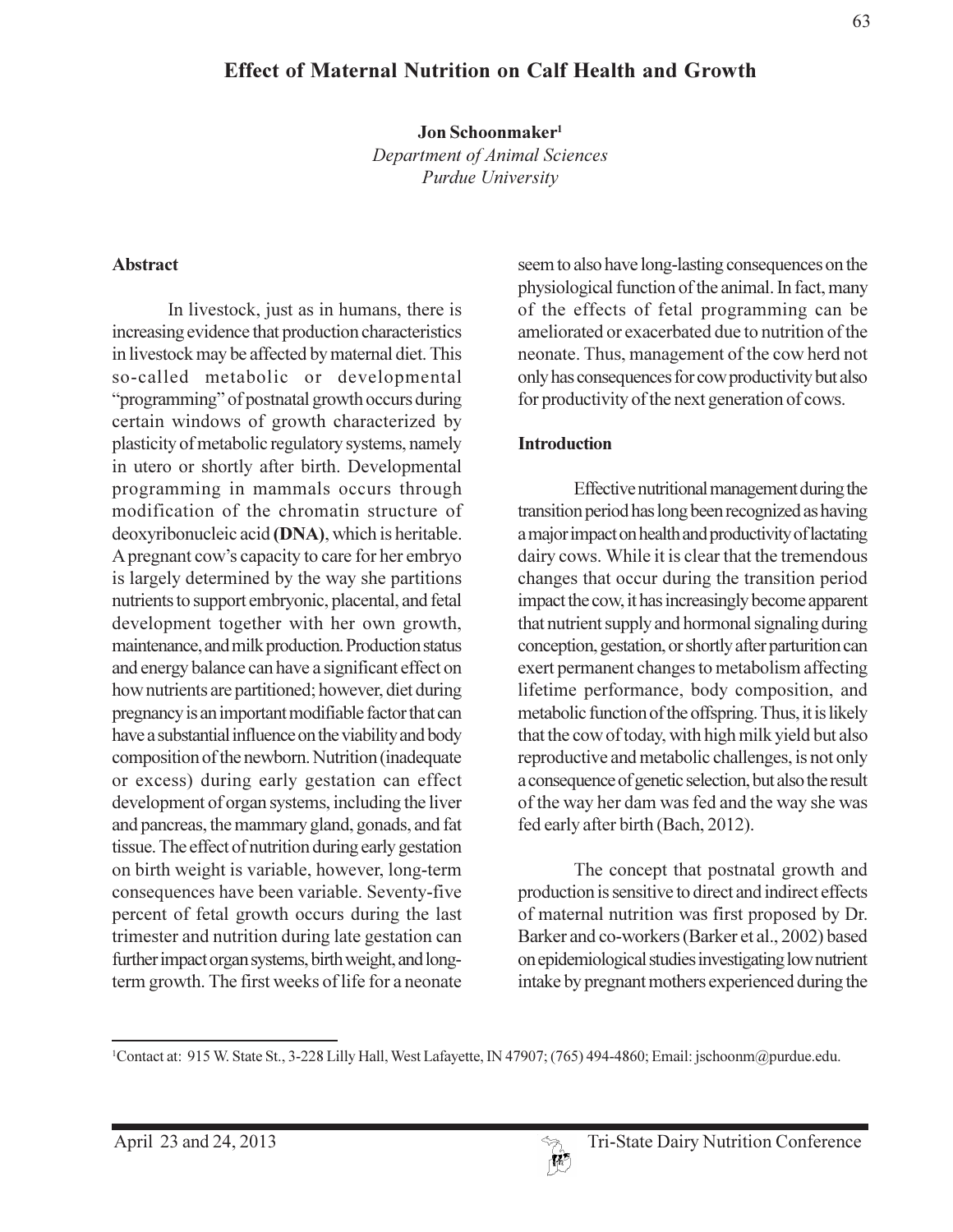# Effect of Maternal Nutrition on Calf Health and Growth

**Jon Schoonmaker**[1]
*Department of Animal Sciences*
*Purdue University*

## Abstract

In livestock, just as in humans, there is increasing evidence that production characteristics in livestock may be affected by maternal diet. This so-called metabolic or developmental "programming" of postnatal growth occurs during certain windows of growth characterized by plasticity of metabolic regulatory systems, namely in utero or shortly after birth. Developmental programming in mammals occurs through modification of the chromatin structure of deoxyribonucleic acid **(DNA)**, which is heritable. A pregnant cow's capacity to care for her embryo is largely determined by the way she partitions nutrients to support embryonic, placental, and fetal development together with her own growth, maintenance, and milk production. Production status and energy balance can have a significant effect on how nutrients are partitioned; however, diet during pregnancy is an important modifiable factor that can have a substantial influence on the viability and body composition of the newborn. Nutrition (inadequate or excess) during early gestation can effect development of organ systems, including the liver and pancreas, the mammary gland, gonads, and fat tissue. The effect of nutrition during early gestation on birth weight is variable, however, long-term consequences have been variable. Seventy-five percent of fetal growth occurs during the last trimester and nutrition during late gestation can further impact organ systems, birth weight, and long-term growth. The first weeks of life for a neonate seem to also have long-lasting consequences on the physiological function of the animal. In fact, many of the effects of fetal programming can be ameliorated or exacerbated due to nutrition of the neonate. Thus, management of the cow herd not only has consequences for cow productivity but also for productivity of the next generation of cows.

## Introduction

Effective nutritional management during the transition period has long been recognized as having a major impact on health and productivity of lactating dairy cows. While it is clear that the tremendous changes that occur during the transition period impact the cow, it has increasingly become apparent that nutrient supply and hormonal signaling during conception, gestation, or shortly after parturition can exert permanent changes to metabolism affecting lifetime performance, body composition, and metabolic function of the offspring. Thus, it is likely that the cow of today, with high milk yield but also reproductive and metabolic challenges, is not only a consequence of genetic selection, but also the result of the way her dam was fed and the way she was fed early after birth (Bach, 2012).

The concept that postnatal growth and production is sensitive to direct and indirect effects of maternal nutrition was first proposed by Dr. Barker and co-workers (Barker et al., 2002) based on epidemiological studies investigating low nutrient intake by pregnant mothers experienced during the

[1]Contact at: 915 W. State St., 3-228 Lilly Hall, West Lafayette, IN 47907; (765) 494-4860; Email: jschoonm@purdue.edu.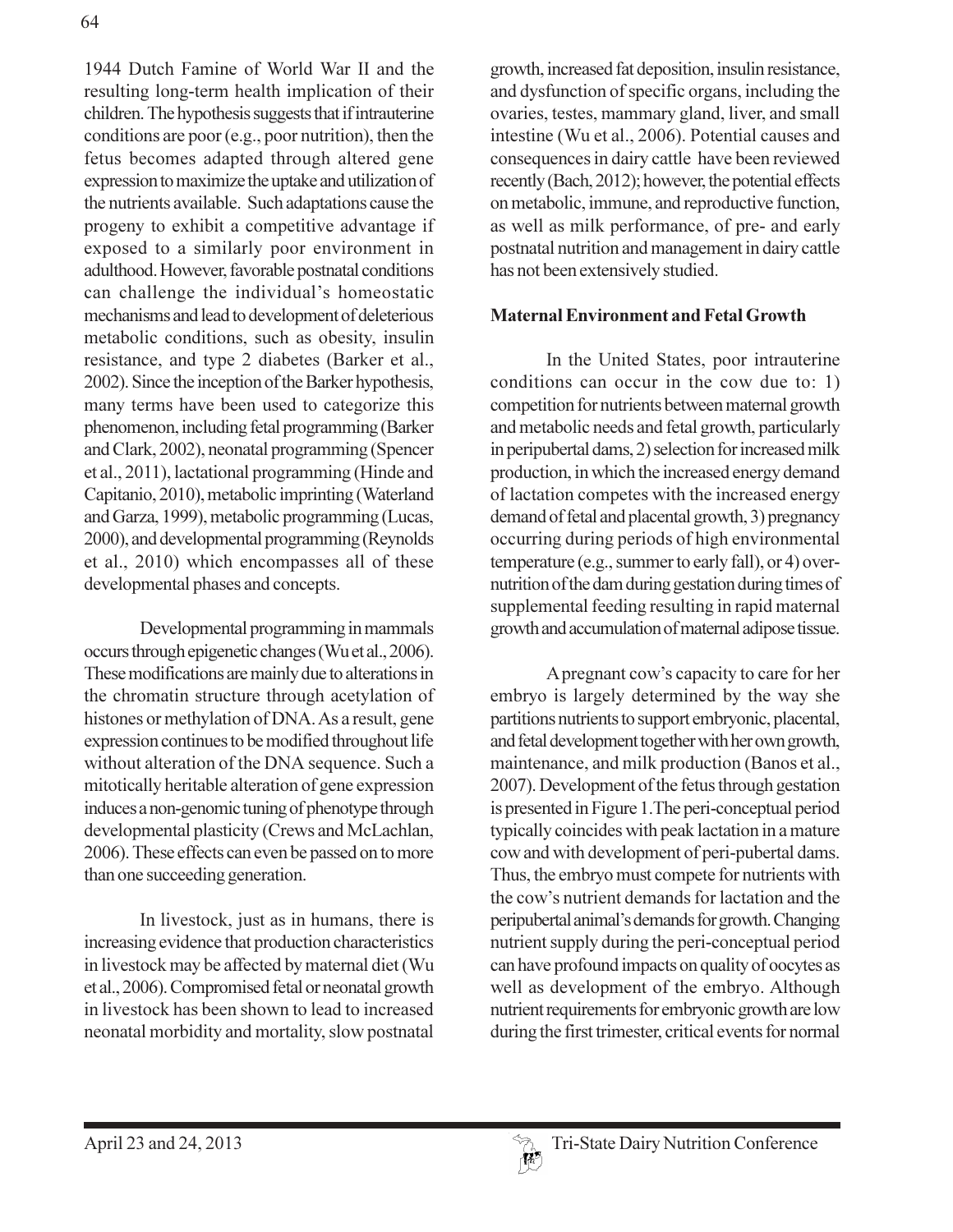1944 Dutch Famine of World War II and the resulting long-term health implication of their children. The hypothesis suggests that if intrauterine conditions are poor (e.g., poor nutrition), then the fetus becomes adapted through altered gene expression to maximize the uptake and utilization of the nutrients available. Such adaptations cause the progeny to exhibit a competitive advantage if exposed to a similarly poor environment in adulthood. However, favorable postnatal conditions can challenge the individual's homeostatic mechanisms and lead to development of deleterious metabolic conditions, such as obesity, insulin resistance, and type 2 diabetes (Barker et al., 2002). Since the inception of the Barker hypothesis, many terms have been used to categorize this phenomenon, including fetal programming (Barker and Clark, 2002), neonatal programming (Spencer et al., 2011), lactational programming (Hinde and Capitanio, 2010), metabolic imprinting (Waterland and Garza, 1999), metabolic programming (Lucas, 2000), and developmental programming (Reynolds et al., 2010) which encompasses all of these developmental phases and concepts.

Developmental programming in mammals occurs through epigenetic changes (Wu et al., 2006). These modifications are mainly due to alterations in the chromatin structure through acetylation of histones or methylation of DNA. As a result, gene expression continues to be modified throughout life without alteration of the DNA sequence. Such a mitotically heritable alteration of gene expression induces a non-genomic tuning of phenotype through developmental plasticity (Crews and McLachlan, 2006). These effects can even be passed on to more than one succeeding generation.

In livestock, just as in humans, there is increasing evidence that production characteristics in livestock may be affected by maternal diet (Wu et al., 2006). Compromised fetal or neonatal growth in livestock has been shown to lead to increased neonatal morbidity and mortality, slow postnatal growth, increased fat deposition, insulin resistance, and dysfunction of specific organs, including the ovaries, testes, mammary gland, liver, and small intestine (Wu et al., 2006). Potential causes and consequences in dairy cattle have been reviewed recently (Bach, 2012); however, the potential effects on metabolic, immune, and reproductive function, as well as milk performance, of pre- and early postnatal nutrition and management in dairy cattle has not been extensively studied.

## Maternal Environment and Fetal Growth

In the United States, poor intrauterine conditions can occur in the cow due to: 1) competition for nutrients between maternal growth and metabolic needs and fetal growth, particularly in peripubertal dams, 2) selection for increased milk production, in which the increased energy demand of lactation competes with the increased energy demand of fetal and placental growth, 3) pregnancy occurring during periods of high environmental temperature (e.g., summer to early fall), or 4) over-nutrition of the dam during gestation during times of supplemental feeding resulting in rapid maternal growth and accumulation of maternal adipose tissue.

A pregnant cow's capacity to care for her embryo is largely determined by the way she partitions nutrients to support embryonic, placental, and fetal development together with her own growth, maintenance, and milk production (Banos et al., 2007). Development of the fetus through gestation is presented in Figure 1.The peri-conceptual period typically coincides with peak lactation in a mature cow and with development of peri-pubertal dams. Thus, the embryo must compete for nutrients with the cow's nutrient demands for lactation and the peripubertal animal's demands for growth. Changing nutrient supply during the peri-conceptual period can have profound impacts on quality of oocytes as well as development of the embryo. Although nutrient requirements for embryonic growth are low during the first trimester, critical events for normal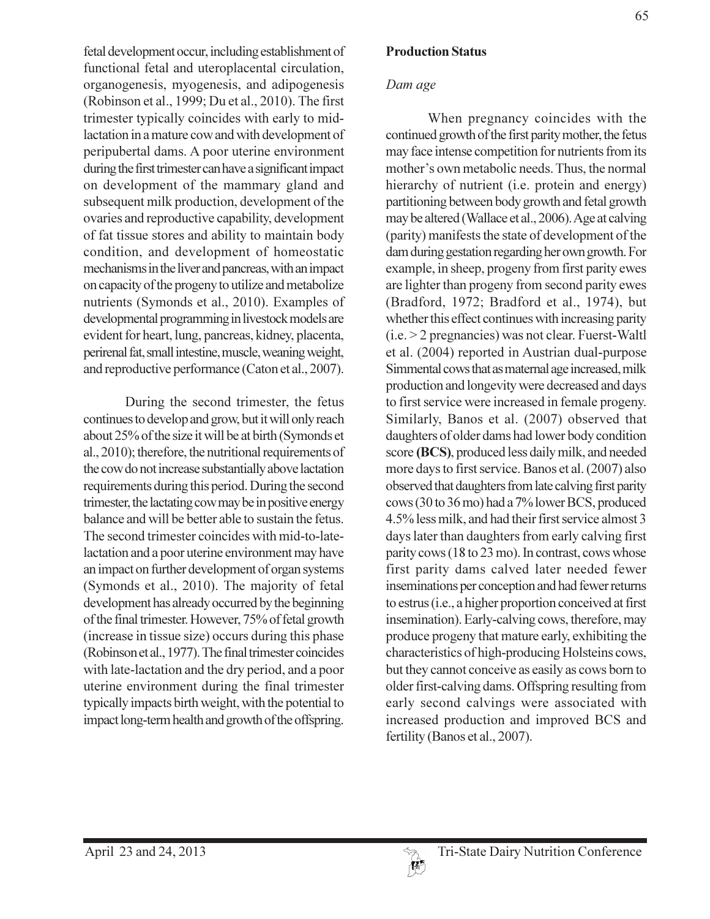fetal development occur, including establishment of functional fetal and uteroplacental circulation, organogenesis, myogenesis, and adipogenesis (Robinson et al., 1999; Du et al., 2010). The first trimester typically coincides with early to mid-lactation in a mature cow and with development of peripubertal dams. A poor uterine environment during the first trimester can have a significant impact on development of the mammary gland and subsequent milk production, development of the ovaries and reproductive capability, development of fat tissue stores and ability to maintain body condition, and development of homeostatic mechanisms in the liver and pancreas, with an impact on capacity of the progeny to utilize and metabolize nutrients (Symonds et al., 2010). Examples of developmental programming in livestock models are evident for heart, lung, pancreas, kidney, placenta, perirenal fat, small intestine, muscle, weaning weight, and reproductive performance (Caton et al., 2007).

During the second trimester, the fetus continues to develop and grow, but it will only reach about 25% of the size it will be at birth (Symonds et al., 2010); therefore, the nutritional requirements of the cow do not increase substantially above lactation requirements during this period. During the second trimester, the lactating cow may be in positive energy balance and will be better able to sustain the fetus. The second trimester coincides with mid-to-late-lactation and a poor uterine environment may have an impact on further development of organ systems (Symonds et al., 2010). The majority of fetal development has already occurred by the beginning of the final trimester. However, 75% of fetal growth (increase in tissue size) occurs during this phase (Robinson et al., 1977). The final trimester coincides with late-lactation and the dry period, and a poor uterine environment during the final trimester typically impacts birth weight, with the potential to impact long-term health and growth of the offspring.

**Production Status**

*Dam age*

When pregnancy coincides with the continued growth of the first parity mother, the fetus may face intense competition for nutrients from its mother's own metabolic needs. Thus, the normal hierarchy of nutrient (i.e. protein and energy) partitioning between body growth and fetal growth may be altered (Wallace et al., 2006). Age at calving (parity) manifests the state of development of the dam during gestation regarding her own growth. For example, in sheep, progeny from first parity ewes are lighter than progeny from second parity ewes (Bradford, 1972; Bradford et al., 1974), but whether this effect continues with increasing parity (i.e. > 2 pregnancies) was not clear. Fuerst-Waltl et al. (2004) reported in Austrian dual-purpose Simmental cows that as maternal age increased, milk production and longevity were decreased and days to first service were increased in female progeny. Similarly, Banos et al. (2007) observed that daughters of older dams had lower body condition score **(BCS)**, produced less daily milk, and needed more days to first service. Banos et al. (2007) also observed that daughters from late calving first parity cows (30 to 36 mo) had a 7% lower BCS, produced 4.5% less milk, and had their first service almost 3 days later than daughters from early calving first parity cows (18 to 23 mo). In contrast, cows whose first parity dams calved later needed fewer inseminations per conception and had fewer returns to estrus (i.e., a higher proportion conceived at first insemination). Early-calving cows, therefore, may produce progeny that mature early, exhibiting the characteristics of high-producing Holsteins cows, but they cannot conceive as easily as cows born to older first-calving dams. Offspring resulting from early second calvings were associated with increased production and improved BCS and fertility (Banos et al., 2007).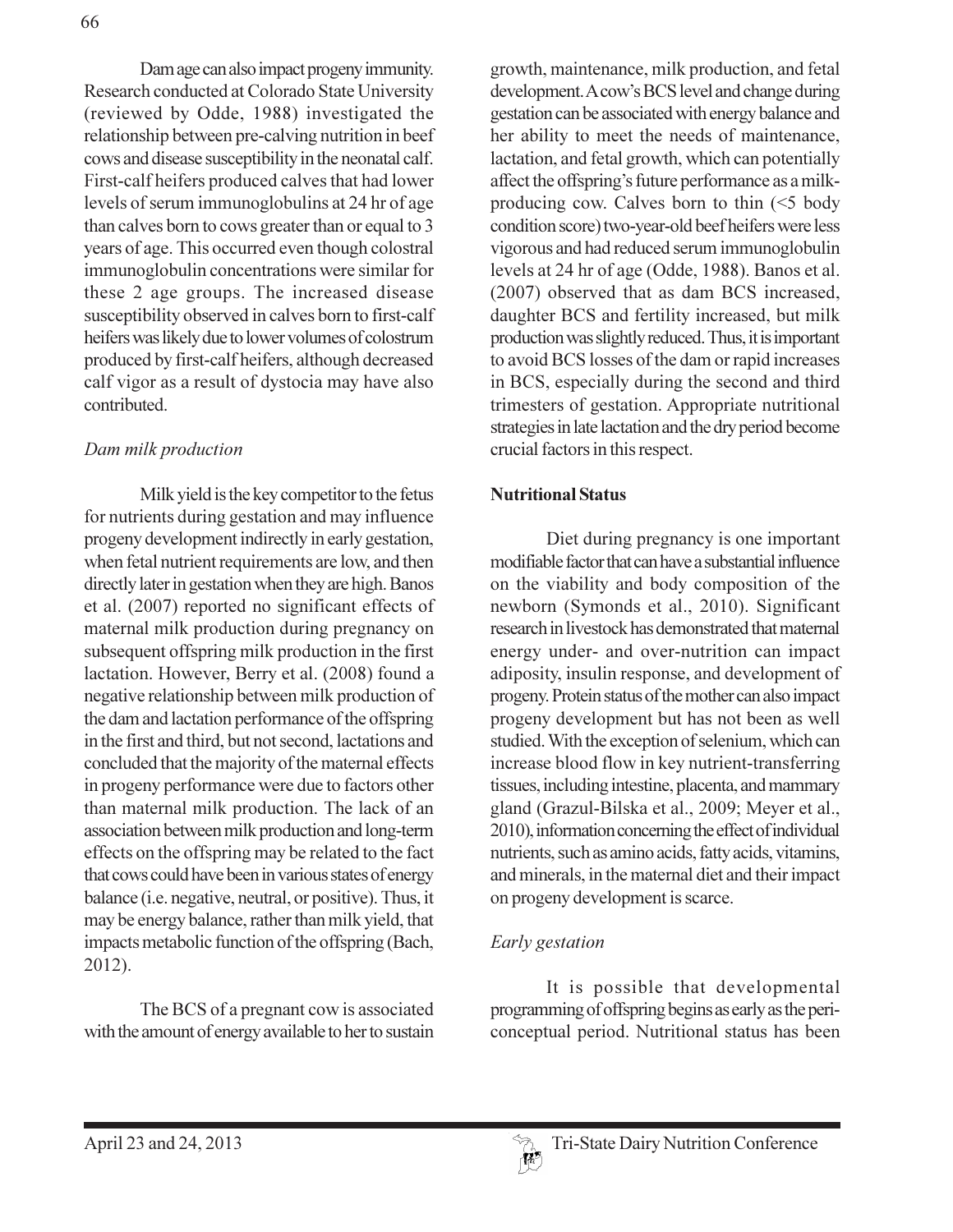Dam age can also impact progeny immunity. Research conducted at Colorado State University (reviewed by Odde, 1988) investigated the relationship between pre-calving nutrition in beef cows and disease susceptibility in the neonatal calf. First-calf heifers produced calves that had lower levels of serum immunoglobulins at 24 hr of age than calves born to cows greater than or equal to 3 years of age. This occurred even though colostral immunoglobulin concentrations were similar for these 2 age groups. The increased disease susceptibility observed in calves born to first-calf heifers was likely due to lower volumes of colostrum produced by first-calf heifers, although decreased calf vigor as a result of dystocia may have also contributed.

### *Dam milk production*

Milk yield is the key competitor to the fetus for nutrients during gestation and may influence progeny development indirectly in early gestation, when fetal nutrient requirements are low, and then directly later in gestation when they are high. Banos et al. (2007) reported no significant effects of maternal milk production during pregnancy on subsequent offspring milk production in the first lactation. However, Berry et al. (2008) found a negative relationship between milk production of the dam and lactation performance of the offspring in the first and third, but not second, lactations and concluded that the majority of the maternal effects in progeny performance were due to factors other than maternal milk production. The lack of an association between milk production and long-term effects on the offspring may be related to the fact that cows could have been in various states of energy balance (i.e. negative, neutral, or positive). Thus, it may be energy balance, rather than milk yield, that impacts metabolic function of the offspring (Bach, 2012).

The BCS of a pregnant cow is associated with the amount of energy available to her to sustain growth, maintenance, milk production, and fetal development. A cow's BCS level and change during gestation can be associated with energy balance and her ability to meet the needs of maintenance, lactation, and fetal growth, which can potentially affect the offspring's future performance as a milk-producing cow. Calves born to thin (<5 body condition score) two-year-old beef heifers were less vigorous and had reduced serum immunoglobulin levels at 24 hr of age (Odde, 1988). Banos et al. (2007) observed that as dam BCS increased, daughter BCS and fertility increased, but milk production was slightly reduced. Thus, it is important to avoid BCS losses of the dam or rapid increases in BCS, especially during the second and third trimesters of gestation. Appropriate nutritional strategies in late lactation and the dry period become crucial factors in this respect.

## **Nutritional Status**

Diet during pregnancy is one important modifiable factor that can have a substantial influence on the viability and body composition of the newborn (Symonds et al., 2010). Significant research in livestock has demonstrated that maternal energy under- and over-nutrition can impact adiposity, insulin response, and development of progeny. Protein status of the mother can also impact progeny development but has not been as well studied. With the exception of selenium, which can increase blood flow in key nutrient-transferring tissues, including intestine, placenta, and mammary gland (Grazul-Bilska et al., 2009; Meyer et al., 2010), information concerning the effect of individual nutrients, such as amino acids, fatty acids, vitamins, and minerals, in the maternal diet and their impact on progeny development is scarce.

### *Early gestation*

It is possible that developmental programming of offspring begins as early as the peri-conceptual period. Nutritional status has been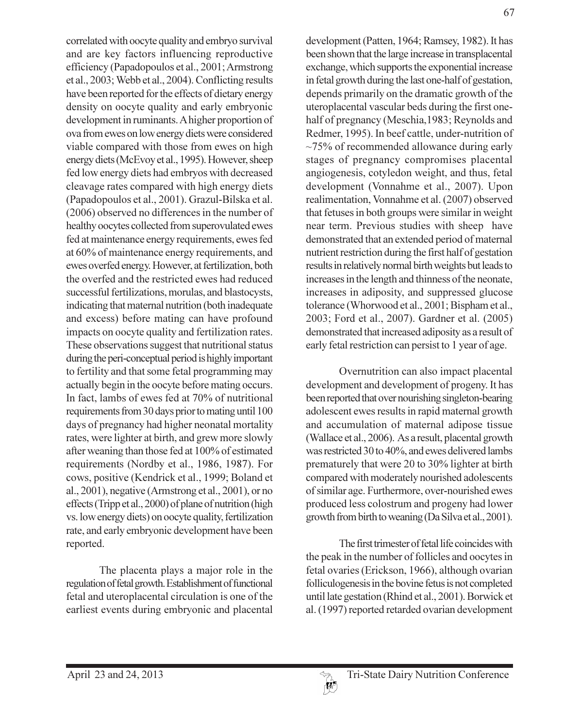correlated with oocyte quality and embryo survival and are key factors influencing reproductive efficiency (Papadopoulos et al., 2001; Armstrong et al., 2003; Webb et al., 2004). Conflicting results have been reported for the effects of dietary energy density on oocyte quality and early embryonic development in ruminants. A higher proportion of ova from ewes on low energy diets were considered viable compared with those from ewes on high energy diets (McEvoy et al., 1995). However, sheep fed low energy diets had embryos with decreased cleavage rates compared with high energy diets (Papadopoulos et al., 2001). Grazul-Bilska et al. (2006) observed no differences in the number of healthy oocytes collected from superovulated ewes fed at maintenance energy requirements, ewes fed at 60% of maintenance energy requirements, and ewes overfed energy. However, at fertilization, both the overfed and the restricted ewes had reduced successful fertilizations, morulas, and blastocysts, indicating that maternal nutrition (both inadequate and excess) before mating can have profound impacts on oocyte quality and fertilization rates. These observations suggest that nutritional status during the peri-conceptual period is highly important to fertility and that some fetal programming may actually begin in the oocyte before mating occurs. In fact, lambs of ewes fed at 70% of nutritional requirements from 30 days prior to mating until 100 days of pregnancy had higher neonatal mortality rates, were lighter at birth, and grew more slowly after weaning than those fed at 100% of estimated requirements (Nordby et al., 1986, 1987). For cows, positive (Kendrick et al., 1999; Boland et al., 2001), negative (Armstrong et al., 2001), or no effects (Tripp et al., 2000) of plane of nutrition (high vs. low energy diets) on oocyte quality, fertilization rate, and early embryonic development have been reported.

The placenta plays a major role in the regulation of fetal growth. Establishment of functional fetal and uteroplacental circulation is one of the earliest events during embryonic and placental development (Patten, 1964; Ramsey, 1982). It has been shown that the large increase in transplacental exchange, which supports the exponential increase in fetal growth during the last one-half of gestation, depends primarily on the dramatic growth of the uteroplacental vascular beds during the first one-half of pregnancy (Meschia,1983; Reynolds and Redmer, 1995). In beef cattle, under-nutrition of ~75% of recommended allowance during early stages of pregnancy compromises placental angiogenesis, cotyledon weight, and thus, fetal development (Vonnahme et al., 2007). Upon realimentation, Vonnahme et al. (2007) observed that fetuses in both groups were similar in weight near term. Previous studies with sheep have demonstrated that an extended period of maternal nutrient restriction during the first half of gestation results in relatively normal birth weights but leads to increases in the length and thinness of the neonate, increases in adiposity, and suppressed glucose tolerance (Whorwood et al., 2001; Bispham et al., 2003; Ford et al., 2007). Gardner et al. (2005) demonstrated that increased adiposity as a result of early fetal restriction can persist to 1 year of age.

Overnutrition can also impact placental development and development of progeny. It has been reported that over nourishing singleton-bearing adolescent ewes results in rapid maternal growth and accumulation of maternal adipose tissue (Wallace et al., 2006). As a result, placental growth was restricted 30 to 40%, and ewes delivered lambs prematurely that were 20 to 30% lighter at birth compared with moderately nourished adolescents of similar age. Furthermore, over-nourished ewes produced less colostrum and progeny had lower growth from birth to weaning (Da Silva et al., 2001).

The first trimester of fetal life coincides with the peak in the number of follicles and oocytes in fetal ovaries (Erickson, 1966), although ovarian folliculogenesis in the bovine fetus is not completed until late gestation (Rhind et al., 2001). Borwick et al. (1997) reported retarded ovarian development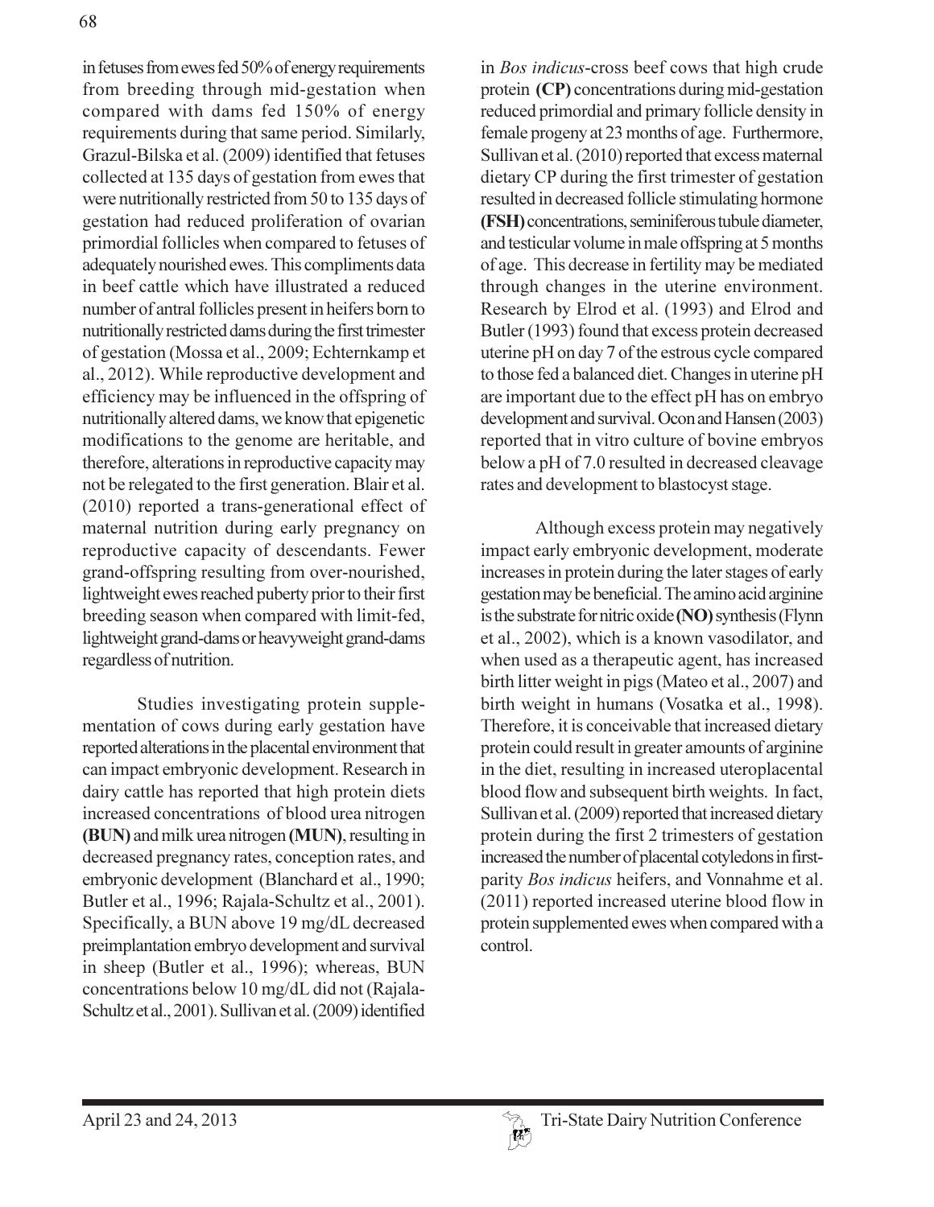in fetuses from ewes fed 50% of energy requirements from breeding through mid-gestation when compared with dams fed 150% of energy requirements during that same period. Similarly, Grazul-Bilska et al. (2009) identified that fetuses collected at 135 days of gestation from ewes that were nutritionally restricted from 50 to 135 days of gestation had reduced proliferation of ovarian primordial follicles when compared to fetuses of adequately nourished ewes. This compliments data in beef cattle which have illustrated a reduced number of antral follicles present in heifers born to nutritionally restricted dams during the first trimester of gestation (Mossa et al., 2009; Echternkamp et al., 2012). While reproductive development and efficiency may be influenced in the offspring of nutritionally altered dams, we know that epigenetic modifications to the genome are heritable, and therefore, alterations in reproductive capacity may not be relegated to the first generation. Blair et al. (2010) reported a trans-generational effect of maternal nutrition during early pregnancy on reproductive capacity of descendants. Fewer grand-offspring resulting from over-nourished, lightweight ewes reached puberty prior to their first breeding season when compared with limit-fed, lightweight grand-dams or heavyweight grand-dams regardless of nutrition.

Studies investigating protein supplementation of cows during early gestation have reported alterations in the placental environment that can impact embryonic development. Research in dairy cattle has reported that high protein diets increased concentrations of blood urea nitrogen **(BUN)** and milk urea nitrogen **(MUN)**, resulting in decreased pregnancy rates, conception rates, and embryonic development (Blanchard et al., 1990; Butler et al., 1996; Rajala-Schultz et al., 2001). Specifically, a BUN above 19 mg/dL decreased preimplantation embryo development and survival in sheep (Butler et al., 1996); whereas, BUN concentrations below 10 mg/dL did not (Rajala-Schultz et al., 2001). Sullivan et al. (2009) identified in *Bos indicus*-cross beef cows that high crude protein **(CP)** concentrations during mid-gestation reduced primordial and primary follicle density in female progeny at 23 months of age. Furthermore, Sullivan et al. (2010) reported that excess maternal dietary CP during the first trimester of gestation resulted in decreased follicle stimulating hormone **(FSH)** concentrations, seminiferous tubule diameter, and testicular volume in male offspring at 5 months of age. This decrease in fertility may be mediated through changes in the uterine environment. Research by Elrod et al. (1993) and Elrod and Butler (1993) found that excess protein decreased uterine pH on day 7 of the estrous cycle compared to those fed a balanced diet. Changes in uterine pH are important due to the effect pH has on embryo development and survival. Ocon and Hansen (2003) reported that in vitro culture of bovine embryos below a pH of 7.0 resulted in decreased cleavage rates and development to blastocyst stage.

Although excess protein may negatively impact early embryonic development, moderate increases in protein during the later stages of early gestation may be beneficial. The amino acid arginine is the substrate for nitric oxide **(NO)** synthesis (Flynn et al., 2002), which is a known vasodilator, and when used as a therapeutic agent, has increased birth litter weight in pigs (Mateo et al., 2007) and birth weight in humans (Vosatka et al., 1998). Therefore, it is conceivable that increased dietary protein could result in greater amounts of arginine in the diet, resulting in increased uteroplacental blood flow and subsequent birth weights. In fact, Sullivan et al. (2009) reported that increased dietary protein during the first 2 trimesters of gestation increased the number of placental cotyledons in first-parity *Bos indicus* heifers, and Vonnahme et al. (2011) reported increased uterine blood flow in protein supplemented ewes when compared with a control.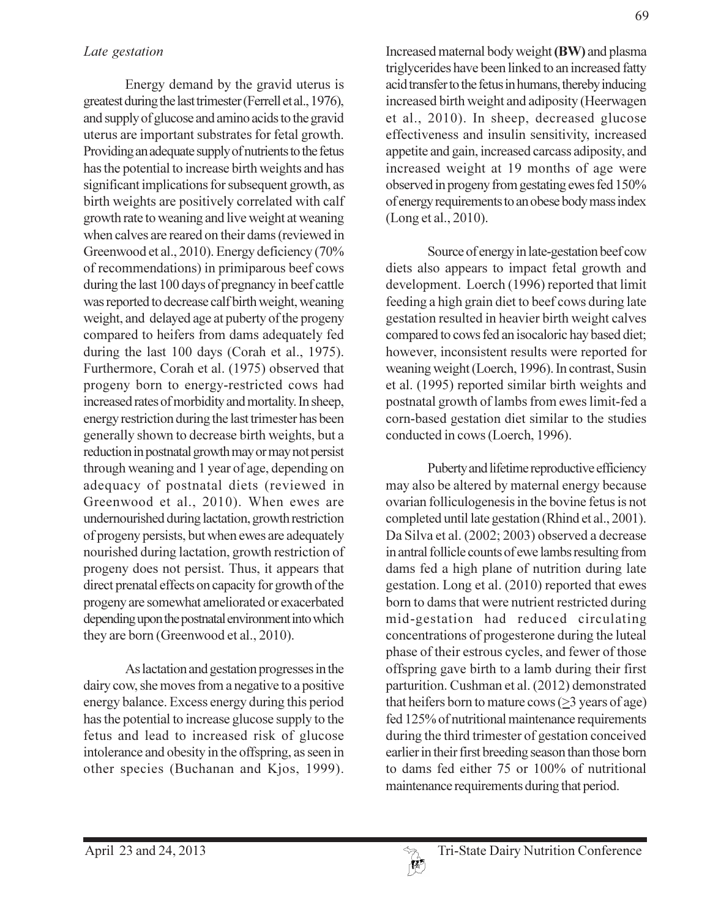*Late gestation*

Energy demand by the gravid uterus is greatest during the last trimester (Ferrell et al., 1976), and supply of glucose and amino acids to the gravid uterus are important substrates for fetal growth. Providing an adequate supply of nutrients to the fetus has the potential to increase birth weights and has significant implications for subsequent growth, as birth weights are positively correlated with calf growth rate to weaning and live weight at weaning when calves are reared on their dams (reviewed in Greenwood et al., 2010). Energy deficiency (70% of recommendations) in primiparous beef cows during the last 100 days of pregnancy in beef cattle was reported to decrease calf birth weight, weaning weight, and delayed age at puberty of the progeny compared to heifers from dams adequately fed during the last 100 days (Corah et al., 1975). Furthermore, Corah et al. (1975) observed that progeny born to energy-restricted cows had increased rates of morbidity and mortality. In sheep, energy restriction during the last trimester has been generally shown to decrease birth weights, but a reduction in postnatal growth may or may not persist through weaning and 1 year of age, depending on adequacy of postnatal diets (reviewed in Greenwood et al., 2010). When ewes are undernourished during lactation, growth restriction of progeny persists, but when ewes are adequately nourished during lactation, growth restriction of progeny does not persist. Thus, it appears that direct prenatal effects on capacity for growth of the progeny are somewhat ameliorated or exacerbated depending upon the postnatal environment into which they are born (Greenwood et al., 2010).

As lactation and gestation progresses in the dairy cow, she moves from a negative to a positive energy balance. Excess energy during this period has the potential to increase glucose supply to the fetus and lead to increased risk of glucose intolerance and obesity in the offspring, as seen in other species (Buchanan and Kjos, 1999). Increased maternal body weight **(BW)** and plasma triglycerides have been linked to an increased fatty acid transfer to the fetus in humans, thereby inducing increased birth weight and adiposity (Heerwagen et al., 2010). In sheep, decreased glucose effectiveness and insulin sensitivity, increased appetite and gain, increased carcass adiposity, and increased weight at 19 months of age were observed in progeny from gestating ewes fed 150% of energy requirements to an obese body mass index (Long et al., 2010).

Source of energy in late-gestation beef cow diets also appears to impact fetal growth and development. Loerch (1996) reported that limit feeding a high grain diet to beef cows during late gestation resulted in heavier birth weight calves compared to cows fed an isocaloric hay based diet; however, inconsistent results were reported for weaning weight (Loerch, 1996). In contrast, Susin et al. (1995) reported similar birth weights and postnatal growth of lambs from ewes limit-fed a corn-based gestation diet similar to the studies conducted in cows (Loerch, 1996).

Puberty and lifetime reproductive efficiency may also be altered by maternal energy because ovarian folliculogenesis in the bovine fetus is not completed until late gestation (Rhind et al., 2001). Da Silva et al. (2002; 2003) observed a decrease in antral follicle counts of ewe lambs resulting from dams fed a high plane of nutrition during late gestation. Long et al. (2010) reported that ewes born to dams that were nutrient restricted during mid-gestation had reduced circulating concentrations of progesterone during the luteal phase of their estrous cycles, and fewer of those offspring gave birth to a lamb during their first parturition. Cushman et al. (2012) demonstrated that heifers born to mature cows ($\geq$3 years of age) fed 125% of nutritional maintenance requirements during the third trimester of gestation conceived earlier in their first breeding season than those born to dams fed either 75 or 100% of nutritional maintenance requirements during that period.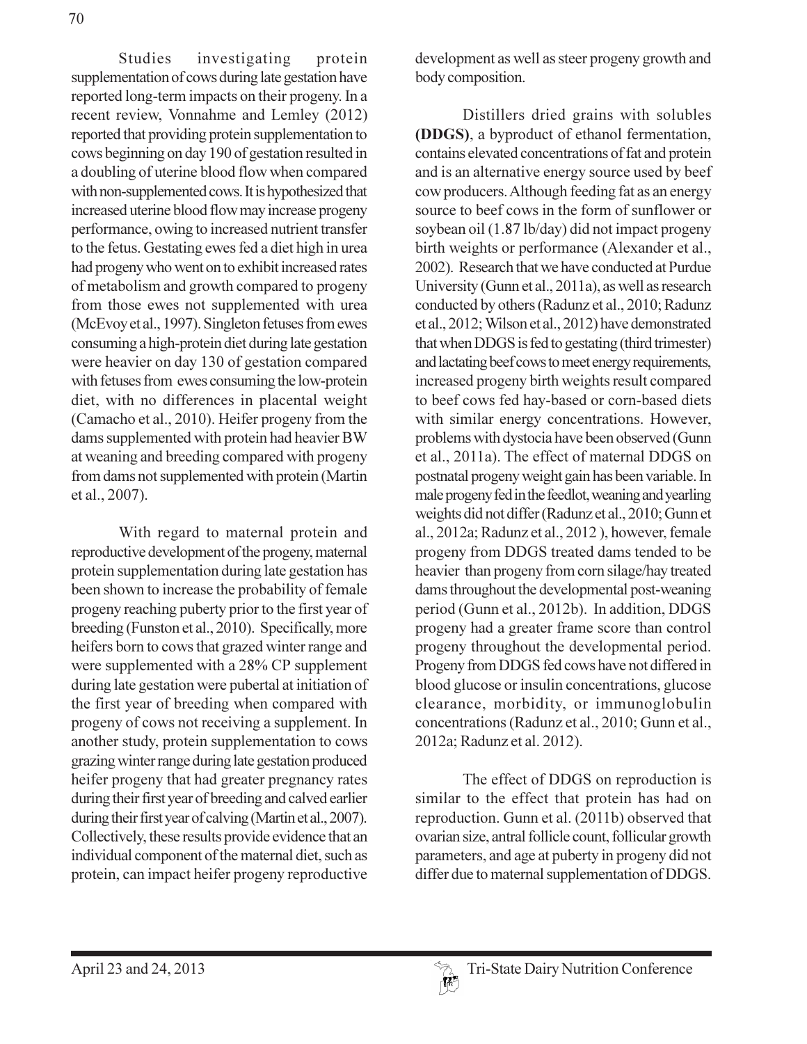Studies investigating protein supplementation of cows during late gestation have reported long-term impacts on their progeny. In a recent review, Vonnahme and Lemley (2012) reported that providing protein supplementation to cows beginning on day 190 of gestation resulted in a doubling of uterine blood flow when compared with non-supplemented cows. It is hypothesized that increased uterine blood flow may increase progeny performance, owing to increased nutrient transfer to the fetus. Gestating ewes fed a diet high in urea had progeny who went on to exhibit increased rates of metabolism and growth compared to progeny from those ewes not supplemented with urea (McEvoy et al., 1997). Singleton fetuses from ewes consuming a high-protein diet during late gestation were heavier on day 130 of gestation compared with fetuses from ewes consuming the low-protein diet, with no differences in placental weight (Camacho et al., 2010). Heifer progeny from the dams supplemented with protein had heavier BW at weaning and breeding compared with progeny from dams not supplemented with protein (Martin et al., 2007).

With regard to maternal protein and reproductive development of the progeny, maternal protein supplementation during late gestation has been shown to increase the probability of female progeny reaching puberty prior to the first year of breeding (Funston et al., 2010). Specifically, more heifers born to cows that grazed winter range and were supplemented with a 28% CP supplement during late gestation were pubertal at initiation of the first year of breeding when compared with progeny of cows not receiving a supplement. In another study, protein supplementation to cows grazing winter range during late gestation produced heifer progeny that had greater pregnancy rates during their first year of breeding and calved earlier during their first year of calving (Martin et al., 2007). Collectively, these results provide evidence that an individual component of the maternal diet, such as protein, can impact heifer progeny reproductive development as well as steer progeny growth and body composition.

Distillers dried grains with solubles **(DDGS)**, a byproduct of ethanol fermentation, contains elevated concentrations of fat and protein and is an alternative energy source used by beef cow producers. Although feeding fat as an energy source to beef cows in the form of sunflower or soybean oil (1.87 lb/day) did not impact progeny birth weights or performance (Alexander et al., 2002). Research that we have conducted at Purdue University (Gunn et al., 2011a), as well as research conducted by others (Radunz et al., 2010; Radunz et al., 2012; Wilson et al., 2012) have demonstrated that when DDGS is fed to gestating (third trimester) and lactating beef cows to meet energy requirements, increased progeny birth weights result compared to beef cows fed hay-based or corn-based diets with similar energy concentrations. However, problems with dystocia have been observed (Gunn et al., 2011a). The effect of maternal DDGS on postnatal progeny weight gain has been variable. In male progeny fed in the feedlot, weaning and yearling weights did not differ (Radunz et al., 2010; Gunn et al., 2012a; Radunz et al., 2012 ), however, female progeny from DDGS treated dams tended to be heavier than progeny from corn silage/hay treated dams throughout the developmental post-weaning period (Gunn et al., 2012b). In addition, DDGS progeny had a greater frame score than control progeny throughout the developmental period. Progeny from DDGS fed cows have not differed in blood glucose or insulin concentrations, glucose clearance, morbidity, or immunoglobulin concentrations (Radunz et al., 2010; Gunn et al., 2012a; Radunz et al. 2012).

The effect of DDGS on reproduction is similar to the effect that protein has had on reproduction. Gunn et al. (2011b) observed that ovarian size, antral follicle count, follicular growth parameters, and age at puberty in progeny did not differ due to maternal supplementation of DDGS.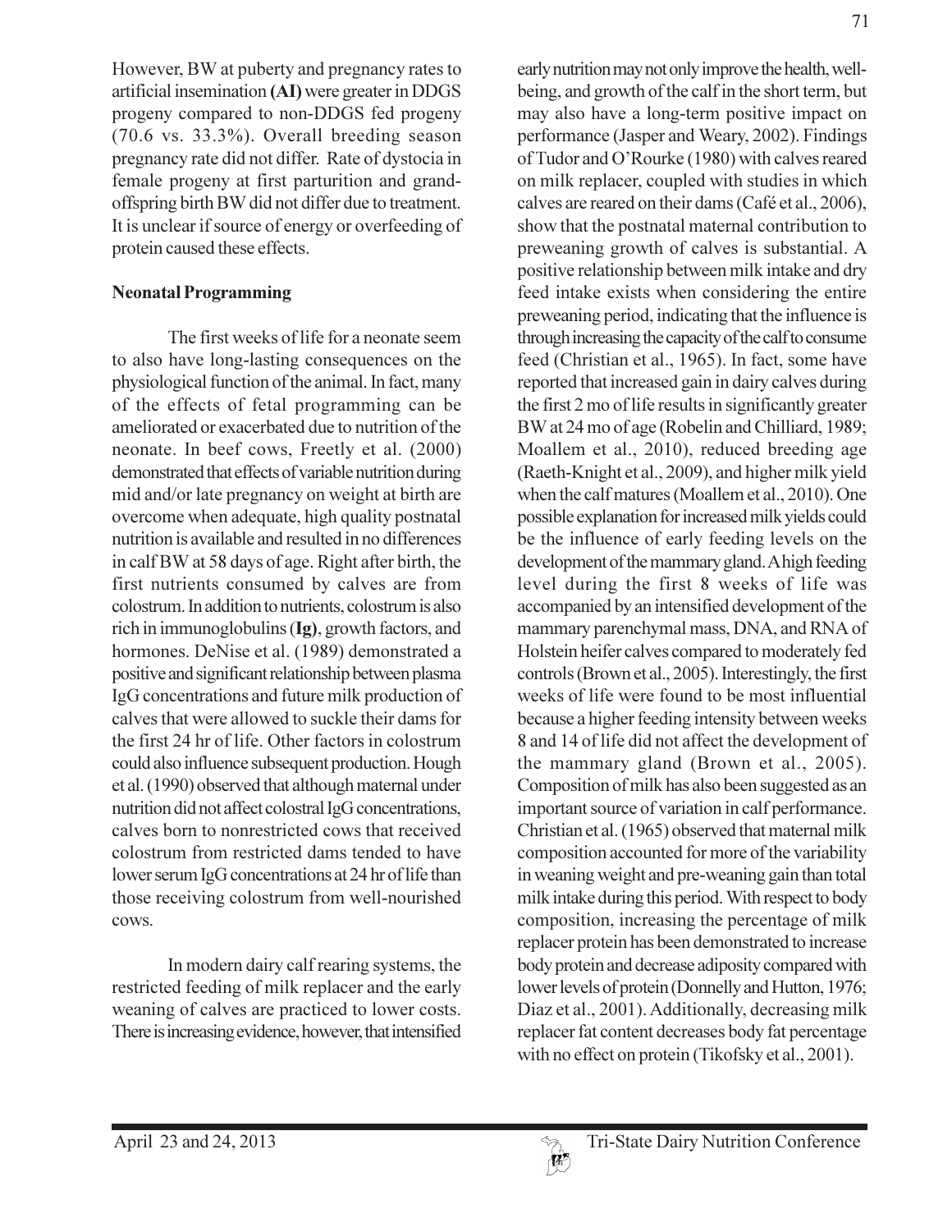However, BW at puberty and pregnancy rates to artificial insemination **(AI)** were greater in DDGS progeny compared to non-DDGS fed progeny (70.6 vs. 33.3%). Overall breeding season pregnancy rate did not differ. Rate of dystocia in female progeny at first parturition and grand-offspring birth BW did not differ due to treatment. It is unclear if source of energy or overfeeding of protein caused these effects.

## Neonatal Programming

The first weeks of life for a neonate seem to also have long-lasting consequences on the physiological function of the animal. In fact, many of the effects of fetal programming can be ameliorated or exacerbated due to nutrition of the neonate. In beef cows, Freetly et al. (2000) demonstrated that effects of variable nutrition during mid and/or late pregnancy on weight at birth are overcome when adequate, high quality postnatal nutrition is available and resulted in no differences in calf BW at 58 days of age. Right after birth, the first nutrients consumed by calves are from colostrum. In addition to nutrients, colostrum is also rich in immunoglobulins (**Ig**), growth factors, and hormones. DeNise et al. (1989) demonstrated a positive and significant relationship between plasma IgG concentrations and future milk production of calves that were allowed to suckle their dams for the first 24 hr of life. Other factors in colostrum could also influence subsequent production. Hough et al. (1990) observed that although maternal under nutrition did not affect colostral IgG concentrations, calves born to nonrestricted cows that received colostrum from restricted dams tended to have lower serum IgG concentrations at 24 hr of life than those receiving colostrum from well-nourished cows.

In modern dairy calf rearing systems, the restricted feeding of milk replacer and the early weaning of calves are practiced to lower costs. There is increasing evidence, however, that intensified early nutrition may not only improve the health, well-being, and growth of the calf in the short term, but may also have a long-term positive impact on performance (Jasper and Weary, 2002). Findings of Tudor and O'Rourke (1980) with calves reared on milk replacer, coupled with studies in which calves are reared on their dams (Café et al., 2006), show that the postnatal maternal contribution to preweaning growth of calves is substantial. A positive relationship between milk intake and dry feed intake exists when considering the entire preweaning period, indicating that the influence is through increasing the capacity of the calf to consume feed (Christian et al., 1965). In fact, some have reported that increased gain in dairy calves during the first 2 mo of life results in significantly greater BW at 24 mo of age (Robelin and Chilliard, 1989; Moallem et al., 2010), reduced breeding age (Raeth-Knight et al., 2009), and higher milk yield when the calf matures (Moallem et al., 2010). One possible explanation for increased milk yields could be the influence of early feeding levels on the development of the mammary gland. A high feeding level during the first 8 weeks of life was accompanied by an intensified development of the mammary parenchymal mass, DNA, and RNA of Holstein heifer calves compared to moderately fed controls (Brown et al., 2005). Interestingly, the first weeks of life were found to be most influential because a higher feeding intensity between weeks 8 and 14 of life did not affect the development of the mammary gland (Brown et al., 2005). Composition of milk has also been suggested as an important source of variation in calf performance. Christian et al. (1965) observed that maternal milk composition accounted for more of the variability in weaning weight and pre-weaning gain than total milk intake during this period. With respect to body composition, increasing the percentage of milk replacer protein has been demonstrated to increase body protein and decrease adiposity compared with lower levels of protein (Donnelly and Hutton, 1976; Diaz et al., 2001). Additionally, decreasing milk replacer fat content decreases body fat percentage with no effect on protein (Tikofsky et al., 2001).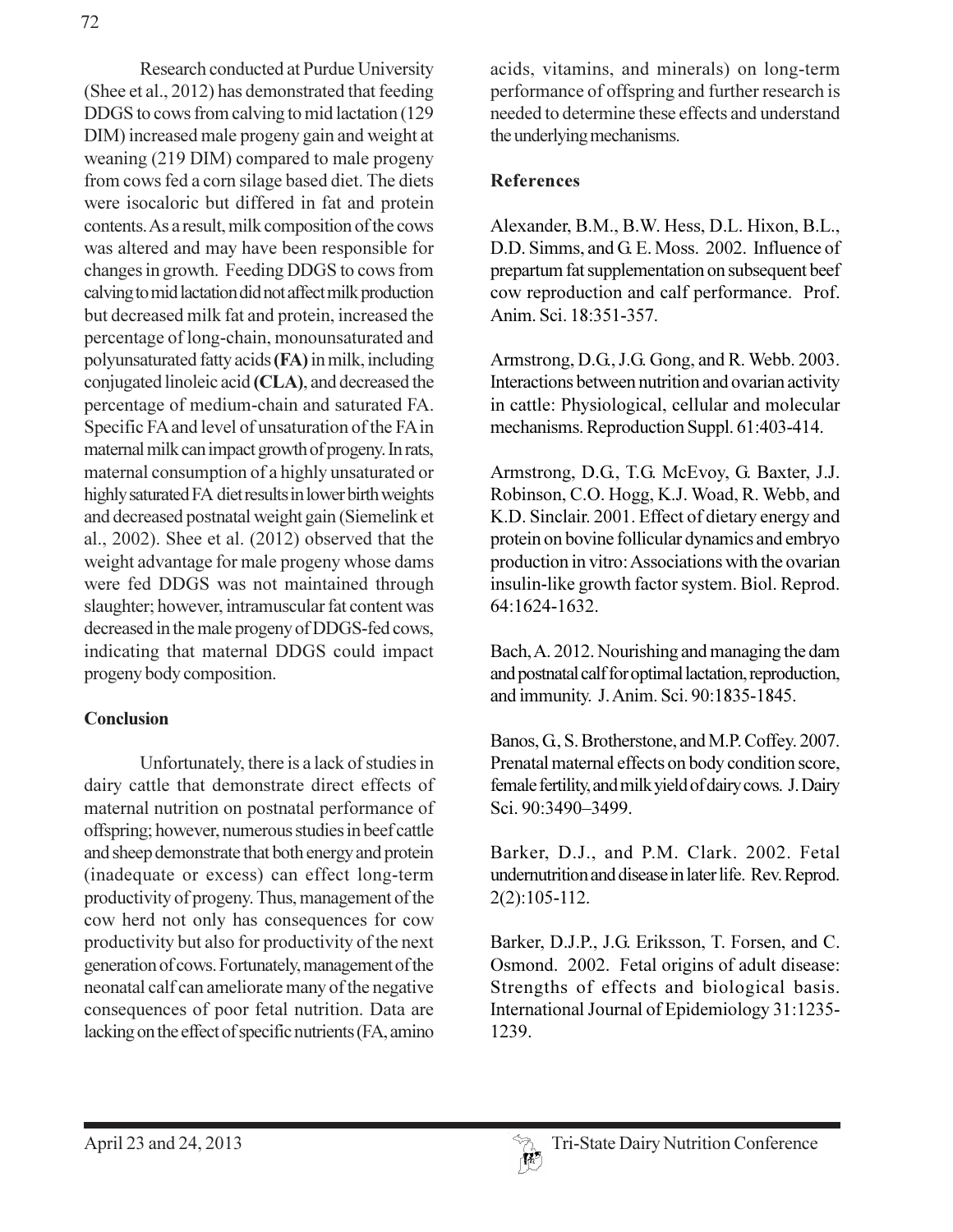Research conducted at Purdue University (Shee et al., 2012) has demonstrated that feeding DDGS to cows from calving to mid lactation (129 DIM) increased male progeny gain and weight at weaning (219 DIM) compared to male progeny from cows fed a corn silage based diet. The diets were isocaloric but differed in fat and protein contents. As a result, milk composition of the cows was altered and may have been responsible for changes in growth. Feeding DDGS to cows from calving to mid lactation did not affect milk production but decreased milk fat and protein, increased the percentage of long-chain, monounsaturated and polyunsaturated fatty acids **(FA)** in milk, including conjugated linoleic acid **(CLA)**, and decreased the percentage of medium-chain and saturated FA. Specific FA and level of unsaturation of the FA in maternal milk can impact growth of progeny. In rats, maternal consumption of a highly unsaturated or highly saturated FA diet results in lower birth weights and decreased postnatal weight gain (Siemelink et al., 2002). Shee et al. (2012) observed that the weight advantage for male progeny whose dams were fed DDGS was not maintained through slaughter; however, intramuscular fat content was decreased in the male progeny of DDGS-fed cows, indicating that maternal DDGS could impact progeny body composition.

## Conclusion

Unfortunately, there is a lack of studies in dairy cattle that demonstrate direct effects of maternal nutrition on postnatal performance of offspring; however, numerous studies in beef cattle and sheep demonstrate that both energy and protein (inadequate or excess) can effect long-term productivity of progeny. Thus, management of the cow herd not only has consequences for cow productivity but also for productivity of the next generation of cows. Fortunately, management of the neonatal calf can ameliorate many of the negative consequences of poor fetal nutrition. Data are lacking on the effect of specific nutrients (FA, amino acids, vitamins, and minerals) on long-term performance of offspring and further research is needed to determine these effects and understand the underlying mechanisms.

## References

Alexander, B.M., B.W. Hess, D.L. Hixon, B.L., D.D. Simms, and G. E. Moss. 2002. Influence of prepartum fat supplementation on subsequent beef cow reproduction and calf performance. Prof. Anim. Sci. 18:351-357.

Armstrong, D.G., J.G. Gong, and R. Webb. 2003. Interactions between nutrition and ovarian activity in cattle: Physiological, cellular and molecular mechanisms. Reproduction Suppl. 61:403-414.

Armstrong, D.G., T.G. McEvoy, G. Baxter, J.J. Robinson, C.O. Hogg, K.J. Woad, R. Webb, and K.D. Sinclair. 2001. Effect of dietary energy and protein on bovine follicular dynamics and embryo production in vitro: Associations with the ovarian insulin-like growth factor system. Biol. Reprod. 64:1624-1632.

Bach, A. 2012. Nourishing and managing the dam and postnatal calf for optimal lactation, reproduction, and immunity. J. Anim. Sci. 90:1835-1845.

Banos, G., S. Brotherstone, and M.P. Coffey. 2007. Prenatal maternal effects on body condition score, female fertility, and milk yield of dairy cows. J. Dairy Sci. 90:3490–3499.

Barker, D.J., and P.M. Clark. 2002. Fetal undernutrition and disease in later life. Rev. Reprod. 2(2):105-112.

Barker, D.J.P., J.G. Eriksson, T. Forsen, and C. Osmond. 2002. Fetal origins of adult disease: Strengths of effects and biological basis. International Journal of Epidemiology 31:1235-1239.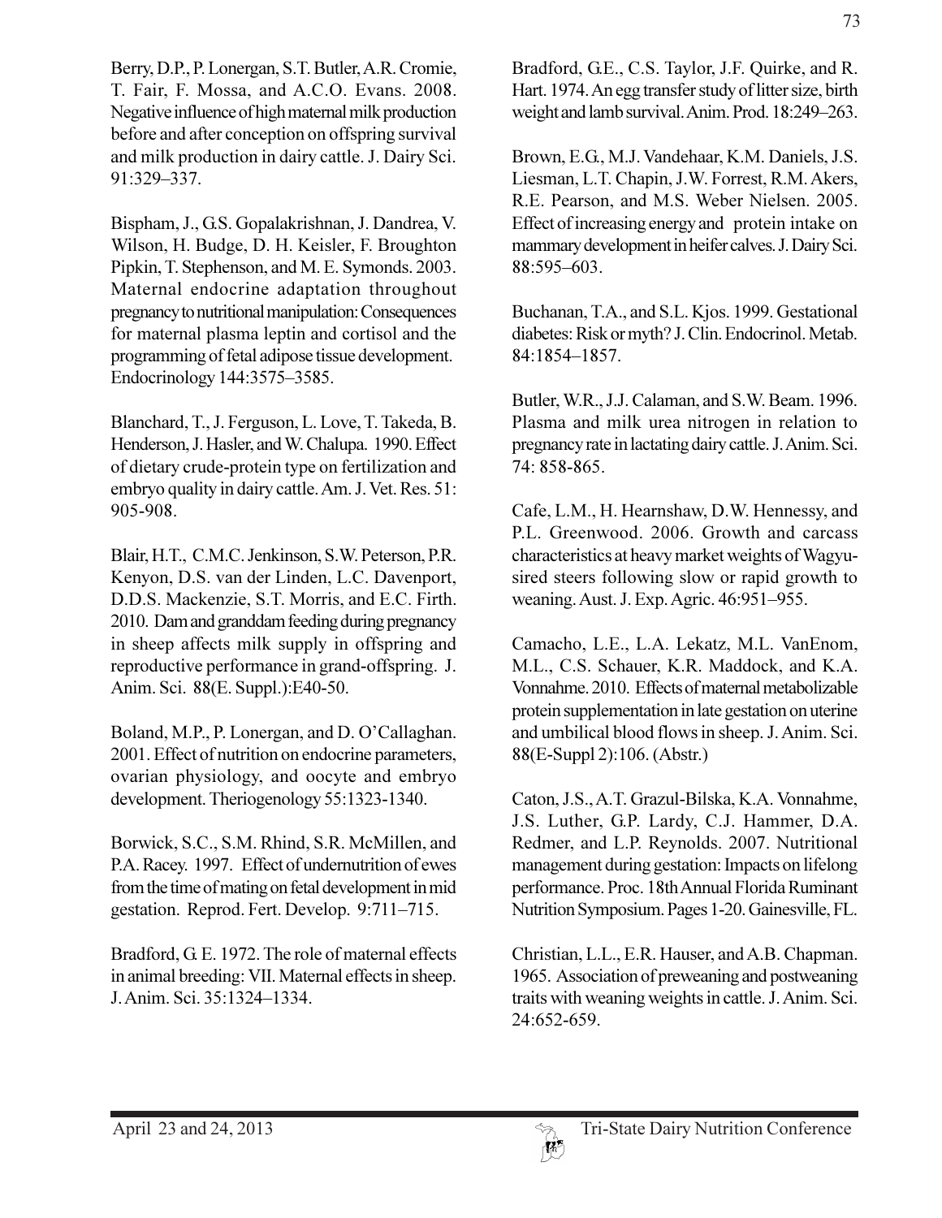Berry, D.P., P. Lonergan, S.T. Butler, A.R. Cromie, T. Fair, F. Mossa, and A.C.O. Evans. 2008. Negative influence of high maternal milk production before and after conception on offspring survival and milk production in dairy cattle. J. Dairy Sci. 91:329–337.

Bispham, J., G.S. Gopalakrishnan, J. Dandrea, V. Wilson, H. Budge, D. H. Keisler, F. Broughton Pipkin, T. Stephenson, and M. E. Symonds. 2003. Maternal endocrine adaptation throughout pregnancy to nutritional manipulation: Consequences for maternal plasma leptin and cortisol and the programming of fetal adipose tissue development. Endocrinology 144:3575–3585.

Blanchard, T., J. Ferguson, L. Love, T. Takeda, B. Henderson, J. Hasler, and W. Chalupa. 1990. Effect of dietary crude-protein type on fertilization and embryo quality in dairy cattle. Am. J. Vet. Res. 51: 905-908.

Blair, H.T., C.M.C. Jenkinson, S.W. Peterson, P.R. Kenyon, D.S. van der Linden, L.C. Davenport, D.D.S. Mackenzie, S.T. Morris, and E.C. Firth. 2010. Dam and granddam feeding during pregnancy in sheep affects milk supply in offspring and reproductive performance in grand-offspring. J. Anim. Sci. 88(E. Suppl.):E40-50.

Boland, M.P., P. Lonergan, and D. O'Callaghan. 2001. Effect of nutrition on endocrine parameters, ovarian physiology, and oocyte and embryo development. Theriogenology 55:1323-1340.

Borwick, S.C., S.M. Rhind, S.R. McMillen, and P.A. Racey. 1997. Effect of undernutrition of ewes from the time of mating on fetal development in mid gestation. Reprod. Fert. Develop. 9:711–715.

Bradford, G. E. 1972. The role of maternal effects in animal breeding: VII. Maternal effects in sheep. J. Anim. Sci. 35:1324–1334.

Bradford, G.E., C.S. Taylor, J.F. Quirke, and R. Hart. 1974. An egg transfer study of litter size, birth weight and lamb survival. Anim. Prod. 18:249–263.

Brown, E.G., M.J. Vandehaar, K.M. Daniels, J.S. Liesman, L.T. Chapin, J.W. Forrest, R.M. Akers, R.E. Pearson, and M.S. Weber Nielsen. 2005. Effect of increasing energy and protein intake on mammary development in heifer calves. J. Dairy Sci. 88:595–603.

Buchanan, T.A., and S.L. Kjos. 1999. Gestational diabetes: Risk or myth? J. Clin. Endocrinol. Metab. 84:1854–1857.

Butler, W.R., J.J. Calaman, and S.W. Beam. 1996. Plasma and milk urea nitrogen in relation to pregnancy rate in lactating dairy cattle. J. Anim. Sci. 74: 858-865.

Cafe, L.M., H. Hearnshaw, D.W. Hennessy, and P.L. Greenwood. 2006. Growth and carcass characteristics at heavy market weights of Wagyu-sired steers following slow or rapid growth to weaning. Aust. J. Exp. Agric. 46:951–955.

Camacho, L.E., L.A. Lekatz, M.L. VanEnom, M.L., C.S. Schauer, K.R. Maddock, and K.A. Vonnahme. 2010. Effects of maternal metabolizable protein supplementation in late gestation on uterine and umbilical blood flows in sheep. J. Anim. Sci. 88(E-Suppl 2):106. (Abstr.)

Caton, J.S., A.T. Grazul-Bilska, K.A. Vonnahme, J.S. Luther, G.P. Lardy, C.J. Hammer, D.A. Redmer, and L.P. Reynolds. 2007. Nutritional management during gestation: Impacts on lifelong performance. Proc. 18th Annual Florida Ruminant Nutrition Symposium. Pages 1-20. Gainesville, FL.

Christian, L.L., E.R. Hauser, and A.B. Chapman. 1965. Association of preweaning and postweaning traits with weaning weights in cattle. J. Anim. Sci. 24:652-659.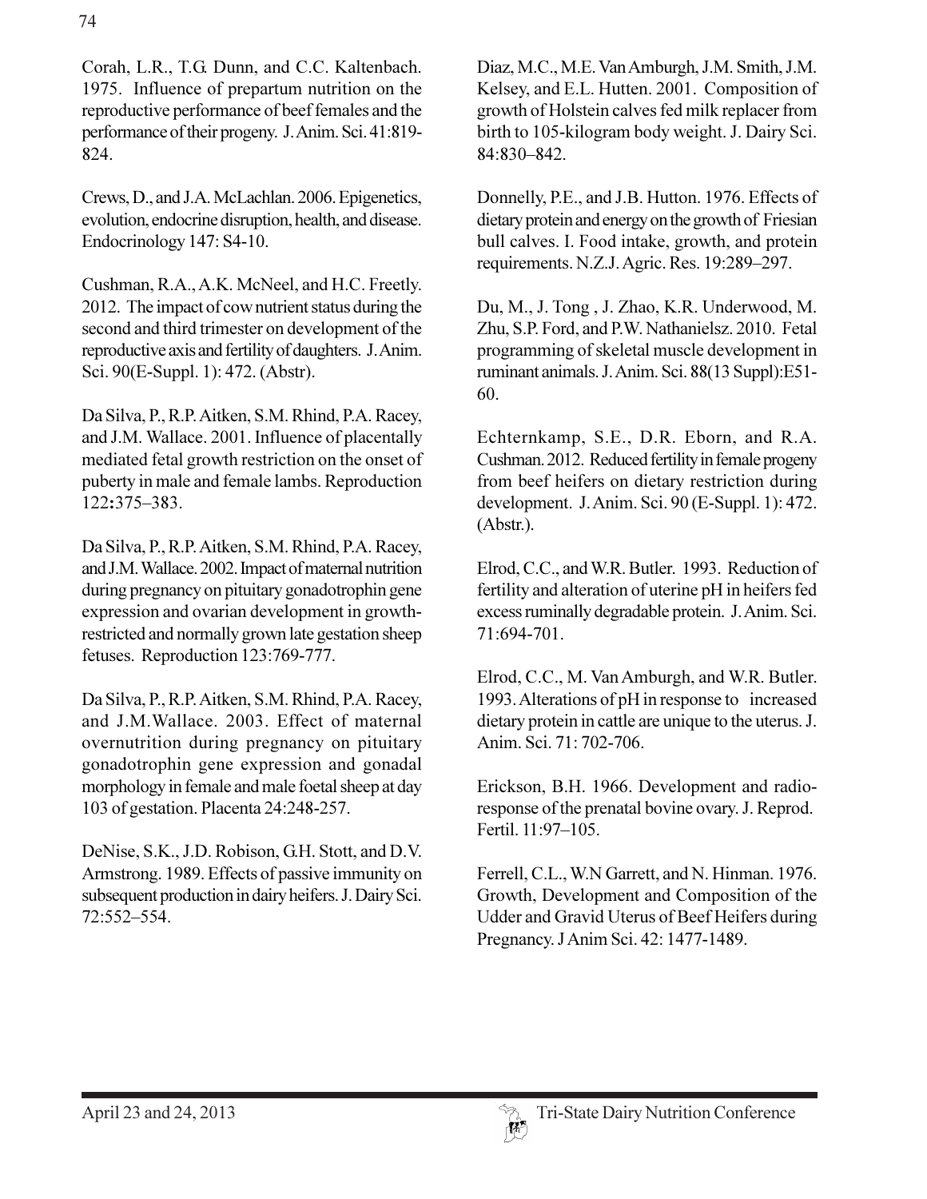Corah, L.R., T.G. Dunn, and C.C. Kaltenbach. 1975. Influence of prepartum nutrition on the reproductive performance of beef females and the performance of their progeny. J. Anim. Sci. 41:819-824.

Crews, D., and J.A. McLachlan. 2006. Epigenetics, evolution, endocrine disruption, health, and disease. Endocrinology 147: S4-10.

Cushman, R.A., A.K. McNeel, and H.C. Freetly. 2012. The impact of cow nutrient status during the second and third trimester on development of the reproductive axis and fertility of daughters. J. Anim. Sci. 90(E-Suppl. 1): 472. (Abstr).

Da Silva, P., R.P. Aitken, S.M. Rhind, P.A. Racey, and J.M. Wallace. 2001. Influence of placentally mediated fetal growth restriction on the onset of puberty in male and female lambs. Reproduction 122**:**375–383.

Da Silva, P., R.P. Aitken, S.M. Rhind, P.A. Racey, and J.M. Wallace. 2002. Impact of maternal nutrition during pregnancy on pituitary gonadotrophin gene expression and ovarian development in growth-restricted and normally grown late gestation sheep fetuses. Reproduction 123:769-777.

Da Silva, P., R.P. Aitken, S.M. Rhind, P.A. Racey, and J.M.Wallace. 2003. Effect of maternal overnutrition during pregnancy on pituitary gonadotrophin gene expression and gonadal morphology in female and male foetal sheep at day 103 of gestation. Placenta 24:248-257.

DeNise, S.K., J.D. Robison, G.H. Stott, and D.V. Armstrong. 1989. Effects of passive immunity on subsequent production in dairy heifers. J. Dairy Sci. 72:552–554.

Diaz, M.C., M.E. Van Amburgh, J.M. Smith, J.M. Kelsey, and E.L. Hutten. 2001. Composition of growth of Holstein calves fed milk replacer from birth to 105-kilogram body weight. J. Dairy Sci. 84:830–842.

Donnelly, P.E., and J.B. Hutton. 1976. Effects of dietary protein and energy on the growth of Friesian bull calves. I. Food intake, growth, and protein requirements. N.Z.J. Agric. Res. 19:289–297.

Du, M., J. Tong , J. Zhao, K.R. Underwood, M. Zhu, S.P. Ford, and P.W. Nathanielsz. 2010. Fetal programming of skeletal muscle development in ruminant animals. J. Anim. Sci. 88(13 Suppl):E51-60.

Echternkamp, S.E., D.R. Eborn, and R.A. Cushman. 2012. Reduced fertility in female progeny from beef heifers on dietary restriction during development. J. Anim. Sci. 90 (E-Suppl. 1): 472. (Abstr.).

Elrod, C.C., and W.R. Butler. 1993. Reduction of fertility and alteration of uterine pH in heifers fed excess ruminally degradable protein. J. Anim. Sci. 71:694-701.

Elrod, C.C., M. Van Amburgh, and W.R. Butler. 1993. Alterations of pH in response to increased dietary protein in cattle are unique to the uterus. J. Anim. Sci. 71: 702-706.

Erickson, B.H. 1966. Development and radio-response of the prenatal bovine ovary. J. Reprod. Fertil. 11:97–105.

Ferrell, C.L., W.N Garrett, and N. Hinman. 1976. Growth, Development and Composition of the Udder and Gravid Uterus of Beef Heifers during Pregnancy. J Anim Sci. 42: 1477-1489.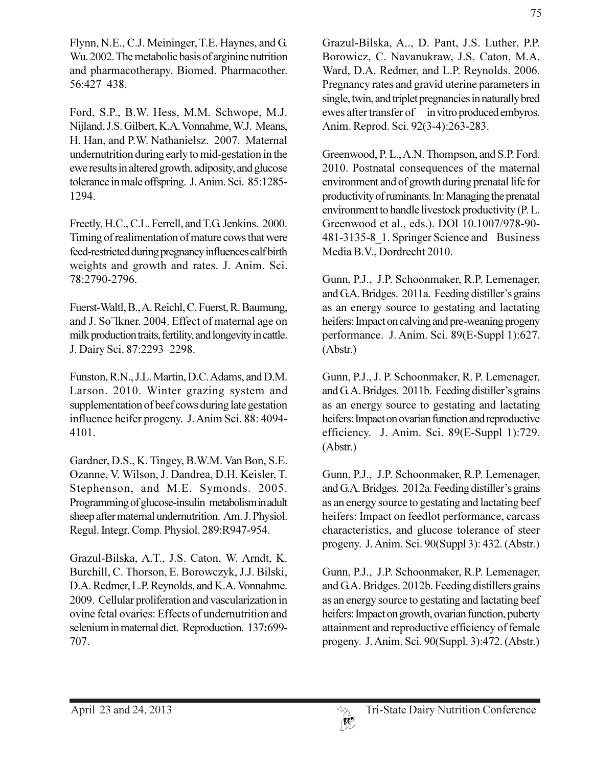Flynn, N.E., C.J. Meininger, T.E. Haynes, and G. Wu. 2002. The metabolic basis of arginine nutrition and pharmacotherapy. Biomed. Pharmacother. 56:427–438.

Ford, S.P., B.W. Hess, M.M. Schwope, M.J. Nijland, J.S. Gilbert, K.A. Vonnahme, W.J. Means, H. Han, and P.W. Nathanielsz. 2007. Maternal undernutrition during early to mid-gestation in the ewe results in altered growth, adiposity, and glucose tolerance in male offspring. J. Anim. Sci. 85:1285-1294.

Freetly, H.C., C.L. Ferrell, and T.G. Jenkins. 2000. Timing of realimentation of mature cows that were feed-restricted during pregnancy influences calf birth weights and growth and rates. J. Anim. Sci. 78:2790-2796.

Fuerst-Waltl, B., A. Reichl, C. Fuerst, R. Baumung, and J. So¨lkner. 2004. Effect of maternal age on milk production traits, fertility, and longevity in cattle. J. Dairy Sci. 87:2293–2298.

Funston, R.N., J.L. Martin, D.C. Adams, and D.M. Larson. 2010. Winter grazing system and supplementation of beef cows during late gestation influence heifer progeny. J. Anim Sci. 88: 4094-4101.

Gardner, D.S., K. Tingey, B.W.M. Van Bon, S.E. Ozanne, V. Wilson, J. Dandrea, D.H. Keisler, T. Stephenson, and M.E. Symonds. 2005. Programming of glucose-insulin metabolism in adult sheep after maternal undernutrition. Am. J. Physiol. Regul. Integr. Comp. Physiol. 289:R947-954.

Grazul-Bilska, A.T., J.S. Caton, W. Arndt, K. Burchill, C. Thorson, E. Borowczyk, J.J. Bilski, D.A. Redmer, L.P. Reynolds, and K.A. Vonnahme. 2009. Cellular proliferation and vascularization in ovine fetal ovaries: Effects of undernutrition and selenium in maternal diet. Reproduction. 137**:**699-707.

Grazul-Bilska, A.., D. Pant, J.S. Luther, P.P. Borowicz, C. Navanukraw, J.S. Caton, M.A. Ward, D.A. Redmer, and L.P. Reynolds. 2006. Pregnancy rates and gravid uterine parameters in single, twin, and triplet pregnancies in naturally bred ewes after transfer of in vitro produced embyros. Anim. Reprod. Sci. 92(3-4):263-283.

Greenwood, P. L., A.N. Thompson, and S.P. Ford. 2010. Postnatal consequences of the maternal environment and of growth during prenatal life for productivity of ruminants. In: Managing the prenatal environment to handle livestock productivity (P. L. Greenwood et al., eds.). DOI 10.1007/978-90-481-3135-8_1. Springer Science and Business Media B.V., Dordrecht 2010.

Gunn, P.J., J.P. Schoonmaker, R.P. Lemenager, and G.A. Bridges. 2011a. Feeding distiller's grains as an energy source to gestating and lactating heifers: Impact on calving and pre-weaning progeny performance. J. Anim. Sci. 89(E-Suppl 1):627. (Abstr.)

Gunn, P.J., J. P. Schoonmaker, R. P. Lemenager, and G. A. Bridges. 2011b. Feeding distiller's grains as an energy source to gestating and lactating heifers: Impact on ovarian function and reproductive efficiency. J. Anim. Sci. 89(E-Suppl 1):729. (Abstr.)

Gunn, P.J., J.P. Schoonmaker, R.P. Lemenager, and G.A. Bridges. 2012a. Feeding distiller's grains as an energy source to gestating and lactating beef heifers: Impact on feedlot performance, carcass characteristics, and glucose tolerance of steer progeny. J. Anim. Sci. 90(Suppl 3): 432. (Abstr.)

Gunn, P.J., J.P. Schoonmaker, R.P. Lemenager, and G.A. Bridges. 2012b. Feeding distillers grains as an energy source to gestating and lactating beef heifers: Impact on growth, ovarian function, puberty attainment and reproductive efficiency of female progeny. J. Anim. Sci. 90(Suppl. 3):472. (Abstr.)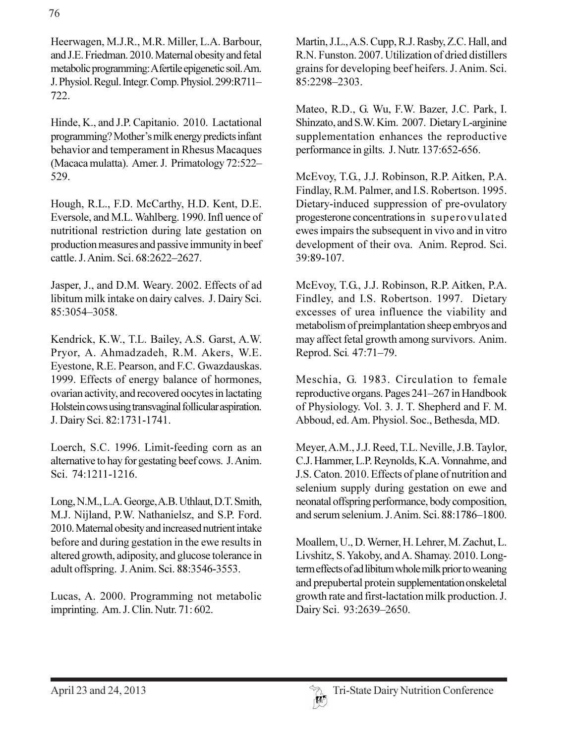Heerwagen, M.J.R., M.R. Miller, L.A. Barbour, and J.E. Friedman. 2010. Maternal obesity and fetal metabolic programming: A fertile epigenetic soil. Am. J. Physiol. Regul. Integr. Comp. Physiol. 299:R711–722.

Hinde, K., and J.P. Capitanio. 2010. Lactational programming? Mother's milk energy predicts infant behavior and temperament in Rhesus Macaques (Macaca mulatta). Amer. J. Primatology 72:522–529.

Hough, R.L., F.D. McCarthy, H.D. Kent, D.E. Eversole, and M.L. Wahlberg. 1990. Infl uence of nutritional restriction during late gestation on production measures and passive immunity in beef cattle. J. Anim. Sci. 68:2622–2627.

Jasper, J., and D.M. Weary. 2002. Effects of ad libitum milk intake on dairy calves. J. Dairy Sci. 85:3054–3058.

Kendrick, K.W., T.L. Bailey, A.S. Garst, A.W. Pryor, A. Ahmadzadeh, R.M. Akers, W.E. Eyestone, R.E. Pearson, and F.C. Gwazdauskas. 1999. Effects of energy balance of hormones, ovarian activity, and recovered oocytes in lactating Holstein cows using transvaginal follicular aspiration. J. Dairy Sci. 82:1731-1741.

Loerch, S.C. 1996. Limit-feeding corn as an alternative to hay for gestating beef cows. J. Anim. Sci. 74:1211-1216.

Long, N.M., L.A. George, A.B. Uthlaut, D.T. Smith, M.J. Nijland, P.W. Nathanielsz, and S.P. Ford. 2010. Maternal obesity and increased nutrient intake before and during gestation in the ewe results in altered growth, adiposity, and glucose tolerance in adult offspring. J. Anim. Sci. 88:3546-3553.

Lucas, A. 2000. Programming not metabolic imprinting. Am. J. Clin. Nutr. 71: 602.

Martin, J.L., A.S. Cupp, R.J. Rasby, Z.C. Hall, and R.N. Funston. 2007. Utilization of dried distillers grains for developing beef heifers. J. Anim. Sci. 85:2298–2303.

Mateo, R.D., G. Wu, F.W. Bazer, J.C. Park, I. Shinzato, and S.W. Kim. 2007. Dietary L-arginine supplementation enhances the reproductive performance in gilts. J. Nutr. 137:652-656.

McEvoy, T.G., J.J. Robinson, R.P. Aitken, P.A. Findlay, R.M. Palmer, and I.S. Robertson. 1995. Dietary-induced suppression of pre-ovulatory progesterone concentrations in superovulated ewes impairs the subsequent in vivo and in vitro development of their ova. Anim. Reprod. Sci. 39:89-107.

McEvoy, T.G., J.J. Robinson, R.P. Aitken, P.A. Findley, and I.S. Robertson. 1997. Dietary excesses of urea influence the viability and metabolism of preimplantation sheep embryos and may affect fetal growth among survivors. Anim. Reprod. Sci. 47:71–79.

Meschia, G. 1983. Circulation to female reproductive organs. Pages 241–267 in Handbook of Physiology. Vol. 3. J. T. Shepherd and F. M. Abboud, ed. Am. Physiol. Soc., Bethesda, MD.

Meyer, A.M., J.J. Reed, T.L. Neville, J.B. Taylor, C.J. Hammer, L.P. Reynolds, K.A. Vonnahme, and J.S. Caton. 2010. Effects of plane of nutrition and selenium supply during gestation on ewe and neonatal offspring performance, body composition, and serum selenium. J. Anim. Sci. 88:1786–1800.

Moallem, U., D. Werner, H. Lehrer, M. Zachut, L. Livshitz, S. Yakoby, and A. Shamay. 2010. Long-term effects of ad libitum whole milk prior to weaning and prepubertal protein supplementation onskeletal growth rate and first-lactation milk production. J. Dairy Sci. 93:2639–2650.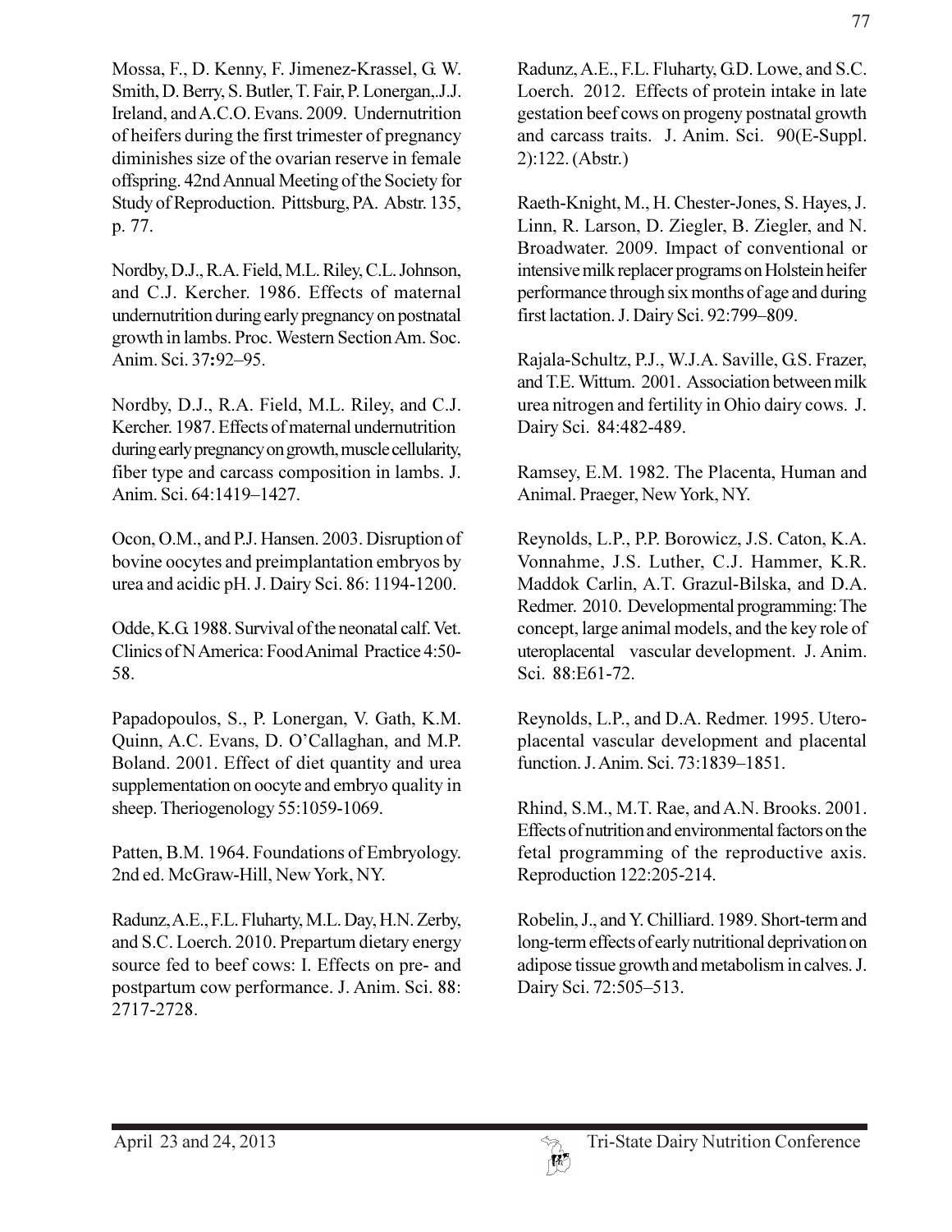Mossa, F., D. Kenny, F. Jimenez-Krassel, G. W. Smith, D. Berry, S. Butler, T. Fair, P. Lonergan,.J.J. Ireland, and A.C.O. Evans. 2009. Undernutrition of heifers during the first trimester of pregnancy diminishes size of the ovarian reserve in female offspring. 42nd Annual Meeting of the Society for Study of Reproduction. Pittsburg, PA. Abstr. 135, p. 77.

Nordby, D.J., R.A. Field, M.L. Riley, C.L. Johnson, and C.J. Kercher. 1986. Effects of maternal undernutrition during early pregnancy on postnatal growth in lambs. Proc. Western Section Am. Soc. Anim. Sci. 37**:**92–95.

Nordby, D.J., R.A. Field, M.L. Riley, and C.J. Kercher. 1987. Effects of maternal undernutrition during early pregnancy on growth, muscle cellularity, fiber type and carcass composition in lambs. J. Anim. Sci. 64:1419–1427.

Ocon, O.M., and P.J. Hansen. 2003. Disruption of bovine oocytes and preimplantation embryos by urea and acidic pH. J. Dairy Sci. 86: 1194-1200.

Odde, K.G. 1988. Survival of the neonatal calf. Vet. Clinics of N America: Food Animal Practice 4:50-58.

Papadopoulos, S., P. Lonergan, V. Gath, K.M. Quinn, A.C. Evans, D. O'Callaghan, and M.P. Boland. 2001. Effect of diet quantity and urea supplementation on oocyte and embryo quality in sheep. Theriogenology 55:1059-1069.

Patten, B.M. 1964. Foundations of Embryology. 2nd ed. McGraw-Hill, New York, NY.

Radunz, A.E., F.L. Fluharty, M.L. Day, H.N. Zerby, and S.C. Loerch. 2010. Prepartum dietary energy source fed to beef cows: I. Effects on pre- and postpartum cow performance. J. Anim. Sci. 88: 2717-2728.

Radunz, A.E., F.L. Fluharty, G.D. Lowe, and S.C. Loerch. 2012. Effects of protein intake in late gestation beef cows on progeny postnatal growth and carcass traits. J. Anim. Sci. 90(E-Suppl. 2):122. (Abstr.)

Raeth-Knight, M., H. Chester-Jones, S. Hayes, J. Linn, R. Larson, D. Ziegler, B. Ziegler, and N. Broadwater. 2009. Impact of conventional or intensive milk replacer programs on Holstein heifer performance through six months of age and during first lactation. J. Dairy Sci. 92:799–809.

Rajala-Schultz, P.J., W.J.A. Saville, G.S. Frazer, and T.E. Wittum. 2001. Association between milk urea nitrogen and fertility in Ohio dairy cows. J. Dairy Sci. 84:482-489.

Ramsey, E.M. 1982. The Placenta, Human and Animal. Praeger, New York, NY.

Reynolds, L.P., P.P. Borowicz, J.S. Caton, K.A. Vonnahme, J.S. Luther, C.J. Hammer, K.R. Maddok Carlin, A.T. Grazul-Bilska, and D.A. Redmer. 2010. Developmental programming: The concept, large animal models, and the key role of uteroplacental vascular development. J. Anim. Sci. 88:E61-72.

Reynolds, L.P., and D.A. Redmer. 1995. Utero-placental vascular development and placental function. J. Anim. Sci. 73:1839–1851.

Rhind, S.M., M.T. Rae, and A.N. Brooks. 2001. Effects of nutrition and environmental factors on the fetal programming of the reproductive axis. Reproduction 122:205-214.

Robelin, J., and Y. Chilliard. 1989. Short-term and long-term effects of early nutritional deprivation on adipose tissue growth and metabolism in calves. J. Dairy Sci. 72:505–513.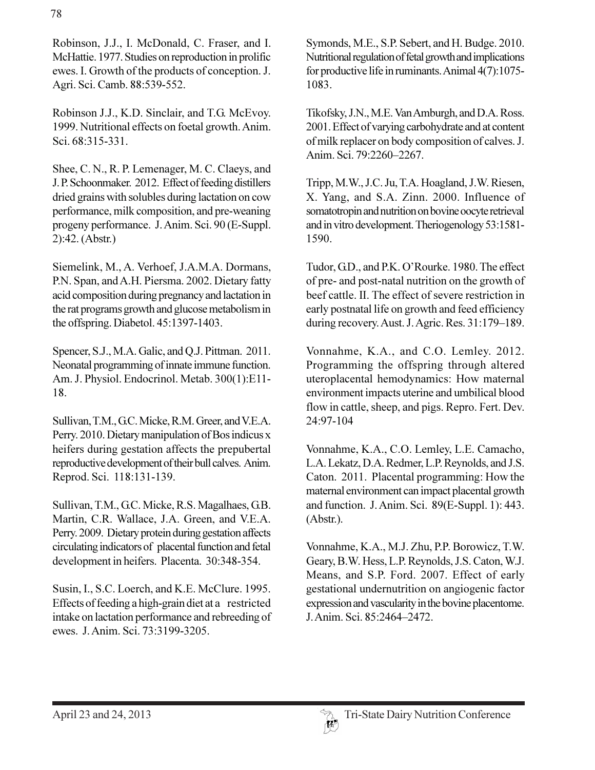Robinson, J.J., I. McDonald, C. Fraser, and I. McHattie. 1977. Studies on reproduction in prolific ewes. I. Growth of the products of conception. J. Agri. Sci. Camb. 88:539-552.

Robinson J.J., K.D. Sinclair, and T.G. McEvoy. 1999. Nutritional effects on foetal growth. Anim. Sci. 68:315-331.

Shee, C. N., R. P. Lemenager, M. C. Claeys, and J. P. Schoonmaker. 2012. Effect of feeding distillers dried grains with solubles during lactation on cow performance, milk composition, and pre-weaning progeny performance. J. Anim. Sci. 90 (E-Suppl. 2):42. (Abstr.)

Siemelink, M., A. Verhoef, J.A.M.A. Dormans, P.N. Span, and A.H. Piersma. 2002. Dietary fatty acid composition during pregnancy and lactation in the rat programs growth and glucose metabolism in the offspring. Diabetol. 45:1397-1403.

Spencer, S.J., M.A. Galic, and Q.J. Pittman. 2011. Neonatal programming of innate immune function. Am. J. Physiol. Endocrinol. Metab. 300(1):E11-18.

Sullivan, T.M., G.C. Micke, R.M. Greer, and V.E.A. Perry. 2010. Dietary manipulation of Bos indicus x heifers during gestation affects the prepubertal reproductive development of their bull calves. Anim. Reprod. Sci. 118:131-139.

Sullivan, T.M., G.C. Micke, R.S. Magalhaes, G.B. Martin, C.R. Wallace, J.A. Green, and V.E.A. Perry. 2009. Dietary protein during gestation affects circulating indicators of placental function and fetal development in heifers. Placenta. 30:348-354.

Susin, I., S.C. Loerch, and K.E. McClure. 1995. Effects of feeding a high-grain diet at a restricted intake on lactation performance and rebreeding of ewes. J. Anim. Sci. 73:3199-3205.

Symonds, M.E., S.P. Sebert, and H. Budge. 2010. Nutritional regulation of fetal growth and implications for productive life in ruminants. Animal 4(7):1075-1083.

Tikofsky, J.N., M.E. Van Amburgh, and D.A. Ross. 2001. Effect of varying carbohydrate and at content of milk replacer on body composition of calves. J. Anim. Sci. 79:2260–2267.

Tripp, M.W., J.C. Ju, T.A. Hoagland, J.W. Riesen, X. Yang, and S.A. Zinn. 2000. Influence of somatotropin and nutrition on bovine oocyte retrieval and in vitro development. Theriogenology 53:1581-1590.

Tudor, G.D., and P.K. O'Rourke. 1980. The effect of pre- and post-natal nutrition on the growth of beef cattle. II. The effect of severe restriction in early postnatal life on growth and feed efficiency during recovery. Aust. J. Agric. Res. 31:179–189.

Vonnahme, K.A., and C.O. Lemley. 2012. Programming the offspring through altered uteroplacental hemodynamics: How maternal environment impacts uterine and umbilical blood flow in cattle, sheep, and pigs. Repro. Fert. Dev. 24:97-104

Vonnahme, K.A., C.O. Lemley, L.E. Camacho, L.A. Lekatz, D.A. Redmer, L.P. Reynolds, and J.S. Caton. 2011. Placental programming: How the maternal environment can impact placental growth and function. J. Anim. Sci. 89(E-Suppl. 1): 443. (Abstr.).

Vonnahme, K.A., M.J. Zhu, P.P. Borowicz, T.W. Geary, B.W. Hess, L.P. Reynolds, J.S. Caton, W.J. Means, and S.P. Ford. 2007. Effect of early gestational undernutrition on angiogenic factor expression and vascularity in the bovine placentome. J. Anim. Sci. 85:2464–2472.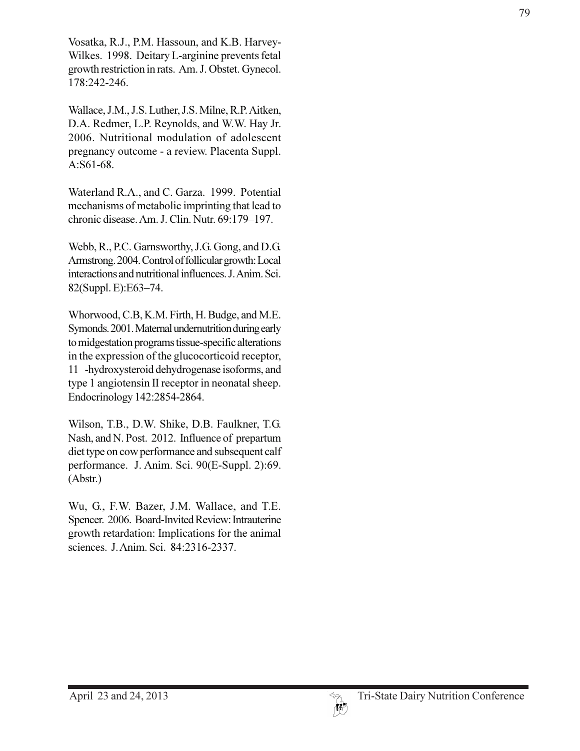Vosatka, R.J., P.M. Hassoun, and K.B. Harvey-Wilkes. 1998. Deitary L-arginine prevents fetal growth restriction in rats. Am. J. Obstet. Gynecol. 178:242-246.

Wallace, J.M., J.S. Luther, J.S. Milne, R.P. Aitken, D.A. Redmer, L.P. Reynolds, and W.W. Hay Jr. 2006. Nutritional modulation of adolescent pregnancy outcome - a review. Placenta Suppl. A:S61-68.

Waterland R.A., and C. Garza. 1999. Potential mechanisms of metabolic imprinting that lead to chronic disease. Am. J. Clin. Nutr. 69:179–197.

Webb, R., P.C. Garnsworthy, J.G. Gong, and D.G. Armstrong. 2004. Control of follicular growth: Local interactions and nutritional influences. J. Anim. Sci. 82(Suppl. E):E63–74.

Whorwood, C.B, K.M. Firth, H. Budge, and M.E. Symonds. 2001. Maternal undernutrition during early to midgestation programs tissue-specific alterations in the expression of the glucocorticoid receptor, 11 -hydroxysteroid dehydrogenase isoforms, and type 1 angiotensin II receptor in neonatal sheep. Endocrinology 142:2854-2864.

Wilson, T.B., D.W. Shike, D.B. Faulkner, T.G. Nash, and N. Post. 2012. Influence of prepartum diet type on cow performance and subsequent calf performance. J. Anim. Sci. 90(E-Suppl. 2):69. (Abstr.)

Wu, G., F.W. Bazer, J.M. Wallace, and T.E. Spencer. 2006. Board-Invited Review: Intrauterine growth retardation: Implications for the animal sciences. J. Anim. Sci. 84:2316-2337.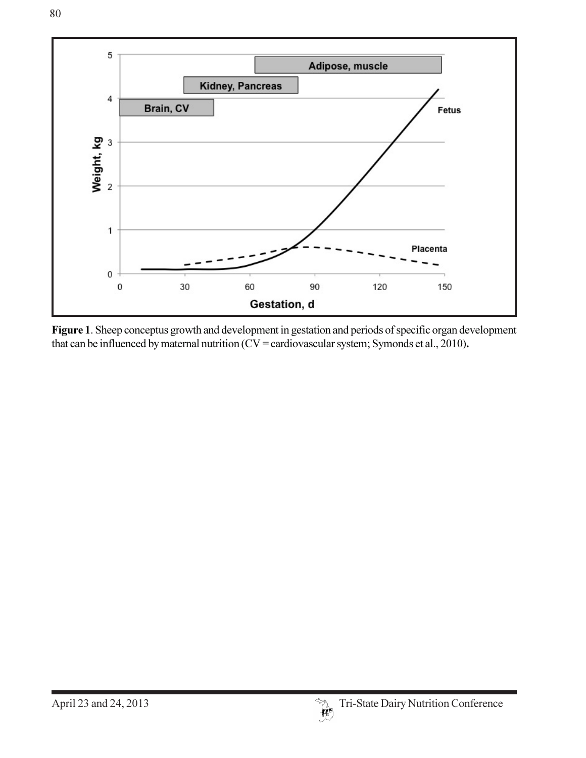Adipose, muscle

Kidney, Pancreas

Brain, CV

Fetus

Placenta

Weight, kg

5

4

3

2

1

0

0 30 60 90 120 150

Gestation, d

**Figure 1**. Sheep conceptus growth and development in gestation and periods of specific organ development that can be influenced by maternal nutrition (CV = cardiovascular system; Symonds et al., 2010)**.**